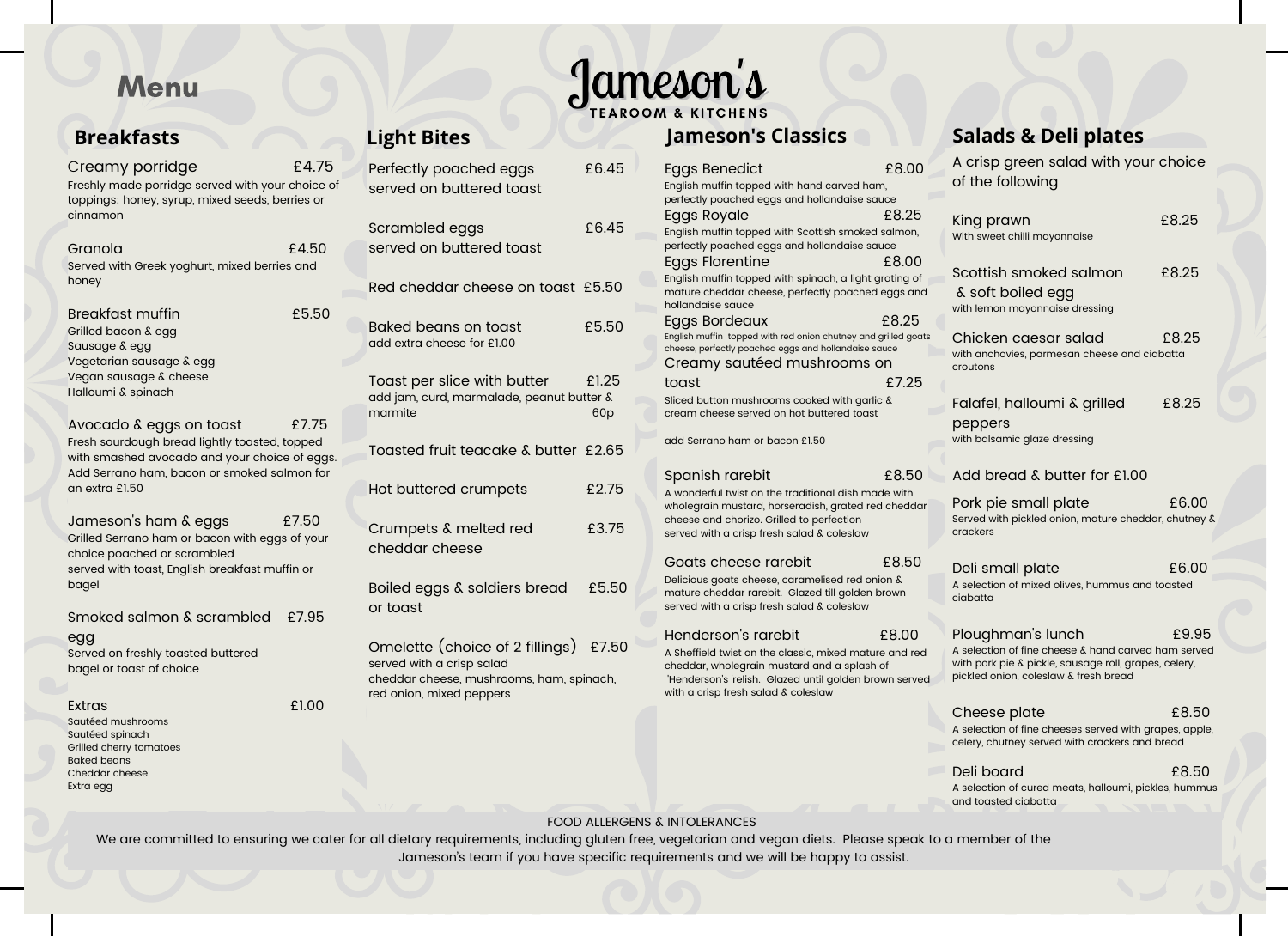# Jameson's

TEAROOM & KITCHENS

## Menu

## Breakfasts

**Creamy porridge** £4.75
Freshly made porridge served with your choice of toppings: honey, syrup, mixed seeds, berries or cinnamon

**Granola** £4.50
Served with Greek yoghurt, mixed berries and honey

**Breakfast muffin** £5.50
Grilled bacon & egg
Sausage & egg
Vegetarian sausage & egg
Vegan sausage & cheese
Halloumi & spinach

**Avocado & eggs on toast** £7.75
Fresh sourdough bread lightly toasted, topped with smashed avocado and your choice of eggs. Add Serrano ham, bacon or smoked salmon for an extra £1.50

**Jameson's ham & eggs** £7.50
Grilled Serrano ham or bacon with eggs of your choice poached or scrambled
served with toast, English breakfast muffin or bagel

**Smoked salmon & scrambled egg** £7.95
Served on freshly toasted buttered bagel or toast of choice

**Extras** £1.00
Sautéed mushrooms
Sautéed spinach
Grilled cherry tomatoes
Baked beans
Cheddar cheese
Extra egg

## Light Bites

**Perfectly poached eggs served on buttered toast** £6.45

**Scrambled eggs served on buttered toast** £6.45

**Red cheddar cheese on toast** £5.50

**Baked beans on toast** £5.50
add extra cheese for £1.00

**Toast per slice with butter** £1.25
add jam, curd, marmalade, peanut butter & marmite 60p

**Toasted fruit teacake & butter** £2.65

**Hot buttered crumpets** £2.75

**Crumpets & melted red cheddar cheese** £3.75

**Boiled eggs & soldiers bread or toast** £5.50

**Omelette (choice of 2 fillings)** £7.50
served with a crisp salad
cheddar cheese, mushrooms, ham, spinach, red onion, mixed peppers

## Jameson's Classics

**Eggs Benedict** £8.00
English muffin topped with hand carved ham, perfectly poached eggs and hollandaise sauce

**Eggs Royale** £8.25
English muffin topped with Scottish smoked salmon, perfectly poached eggs and hollandaise sauce

**Eggs Florentine** £8.00
English muffin topped with spinach, a light grating of mature cheddar cheese, perfectly poached eggs and hollandaise sauce

**Eggs Bordeaux** £8.25
English muffin topped with red onion chutney and grilled goats cheese, perfectly poached eggs and hollandaise sauce

**Creamy sautéed mushrooms on toast** £7.25
Sliced button mushrooms cooked with garlic & cream cheese served on hot buttered toast

add Serrano ham or bacon £1.50

**Spanish rarebit** £8.50
A wonderful twist on the traditional dish made with wholegrain mustard, horseradish, grated red cheddar cheese and chorizo. Grilled to perfection served with a crisp fresh salad & coleslaw

**Goats cheese rarebit** £8.50
Delicious goats cheese, caramelised red onion & mature cheddar rarebit. Glazed till golden brown served with a crisp fresh salad & coleslaw

**Henderson's rarebit** £8.00
A Sheffield twist on the classic, mixed mature and red cheddar, wholegrain mustard and a splash of 'Henderson's 'relish. Glazed until golden brown served with a crisp fresh salad & coleslaw

## Salads & Deli plates

A crisp green salad with your choice of the following

**King prawn** £8.25
With sweet chilli mayonnaise

**Scottish smoked salmon & soft boiled egg** £8.25
with lemon mayonnaise dressing

**Chicken caesar salad** £8.25
with anchovies, parmesan cheese and ciabatta croutons

**Falafel, halloumi & grilled peppers** £8.25
with balsamic glaze dressing

Add bread & butter for £1.00

**Pork pie small plate** £6.00
Served with pickled onion, mature cheddar, chutney & crackers

**Deli small plate** £6.00
A selection of mixed olives, hummus and toasted ciabatta

**Ploughman's lunch** £9.95
A selection of fine cheese & hand carved ham served with pork pie & pickle, sausage roll, grapes, celery, pickled onion, coleslaw & fresh bread

**Cheese plate** £8.50
A selection of fine cheeses served with grapes, apple, celery, chutney served with crackers and bread

**Deli board** £8.50
A selection of cured meats, halloumi, pickles, hummus and toasted ciabatta

FOOD ALLERGENS & INTOLERANCES

We are committed to ensuring we cater for all dietary requirements, including gluten free, vegetarian and vegan diets. Please speak to a member of the Jameson's team if you have specific requirements and we will be happy to assist.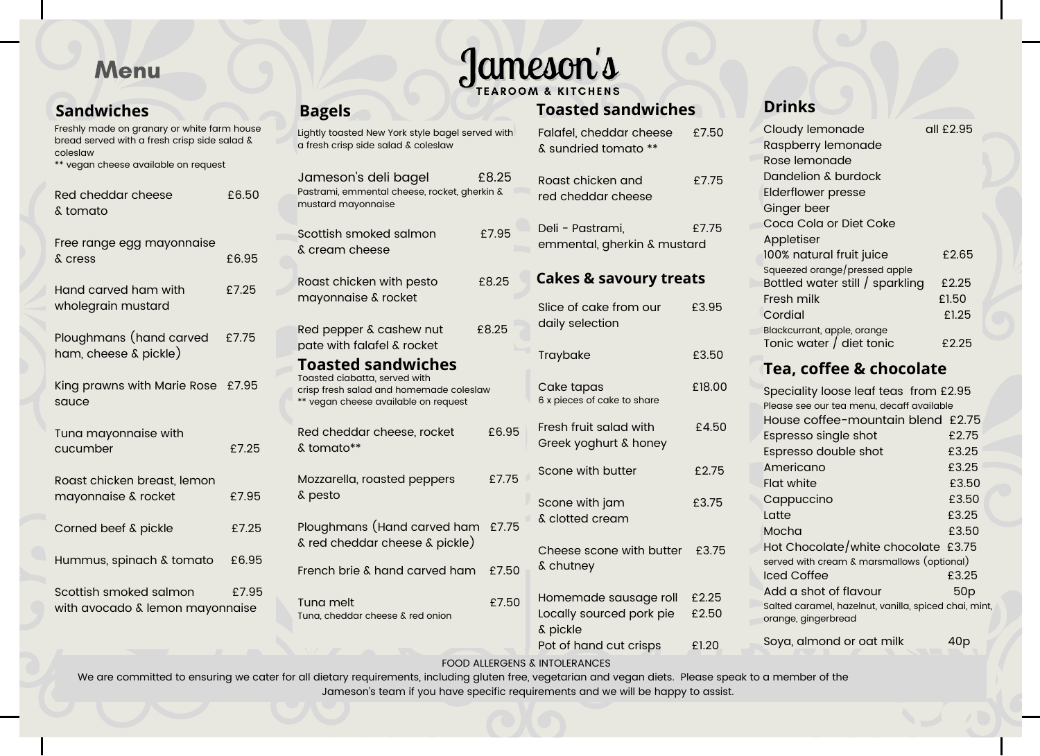# Jameson's

TEAROOM & KITCHENS

## Menu

## Sandwiches

Freshly made on granary or white farm house bread served with a fresh crisp side salad & coleslaw

** vegan cheese available on request

| | |
|---|---|
| Red cheddar cheese & tomato | £6.50 |
| Free range egg mayonnaise & cress | £6.95 |
| Hand carved ham with wholegrain mustard | £7.25 |
| Ploughmans (hand carved ham, cheese & pickle) | £7.75 |
| King prawns with Marie Rose sauce | £7.95 |
| Tuna mayonnaise with cucumber | £7.25 |
| Roast chicken breast, lemon mayonnaise & rocket | £7.95 |
| Corned beef & pickle | £7.25 |
| Hummus, spinach & tomato | £6.95 |
| Scottish smoked salmon with avocado & lemon mayonnaise | £7.95 |

## Bagels

Lightly toasted New York style bagel served with a fresh crisp side salad & coleslaw

| | |
|---|---|
| Jameson's deli bagel<br>Pastrami, emmental cheese, rocket, gherkin & mustard mayonnaise | £8.25 |
| Scottish smoked salmon & cream cheese | £7.95 |
| Roast chicken with pesto mayonnaise & rocket | £8.25 |
| Red pepper & cashew nut pate with falafel & rocket | £8.25 |

## Toasted sandwiches

Toasted ciabatta, served with crisp fresh salad and homemade coleslaw

** vegan cheese available on request

| | |
|---|---|
| Red cheddar cheese, rocket & tomato** | £6.95 |
| Mozzarella, roasted peppers & pesto | £7.75 |
| Ploughmans (Hand carved ham & red cheddar cheese & pickle) | £7.75 |
| French brie & hand carved ham | £7.50 |
| Tuna melt<br>Tuna, cheddar cheese & red onion | £7.50 |
| Falafel, cheddar cheese & sundried tomato ** | £7.50 |
| Roast chicken and red cheddar cheese | £7.75 |
| Deli - Pastrami, emmental, gherkin & mustard | £7.75 |

## Cakes & savoury treats

| | |
|---|---|
| Slice of cake from our daily selection | £3.95 |
| Traybake | £3.50 |
| Cake tapas<br>6 x pieces of cake to share | £18.00 |
| Fresh fruit salad with Greek yoghurt & honey | £4.50 |
| Scone with butter | £2.75 |
| Scone with jam & clotted cream | £3.75 |
| Cheese scone with butter & chutney | £3.75 |
| Homemade sausage roll | £2.25 |
| Locally sourced pork pie & pickle | £2.50 |
| Pot of hand cut crisps | £1.20 |

## Drinks

| | |
|---|---|
| Cloudy lemonade<br>Raspberry lemonade<br>Rose lemonade<br>Dandelion & burdock<br>Elderflower presse<br>Ginger beer<br>Coca Cola or Diet Coke<br>Appletiser | all £2.95 |
| 100% natural fruit juice<br>Squeezed orange/pressed apple | £2.65 |
| Bottled water still / sparkling | £2.25 |
| Fresh milk | £1.50 |
| Cordial<br>Blackcurrant, apple, orange | £1.25 |
| Tonic water / diet tonic | £2.25 |

## Tea, coffee & chocolate

| | |
|---|---|
| Speciality loose leaf teas<br>Please see our tea menu, decaff available | from £2.95 |
| House coffee-mountain blend | £2.75 |
| Espresso single shot | £2.75 |
| Espresso double shot | £3.25 |
| Americano | £3.25 |
| Flat white | £3.50 |
| Cappuccino | £3.50 |
| Latte | £3.25 |
| Mocha | £3.50 |
| Hot Chocolate/white chocolate<br>served with cream & marsmallows (optional) | £3.75 |
| Iced Coffee | £3.25 |
| Add a shot of flavour<br>Salted caramel, hazelnut, vanilla, spiced chai, mint, orange, gingerbread | 50p |
| Soya, almond or oat milk | 40p |

FOOD ALLERGENS & INTOLERANCES

We are committed to ensuring we cater for all dietary requirements, including gluten free, vegetarian and vegan diets. Please speak to a member of the Jameson's team if you have specific requirements and we will be happy to assist.